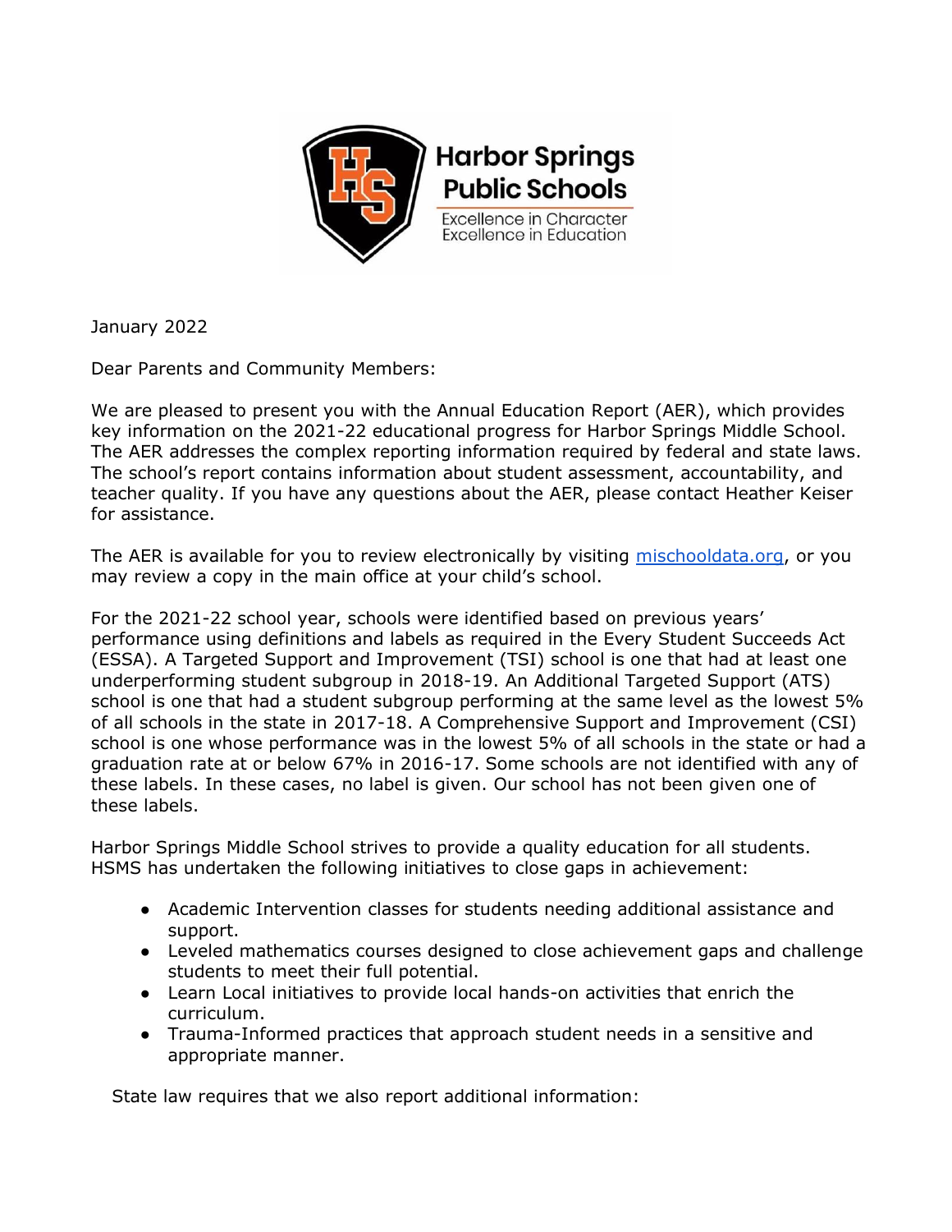**Harbor Springs Public Schools**

Excellence in Character
Excellence in Education

January 2022

Dear Parents and Community Members:

We are pleased to present you with the Annual Education Report (AER), which provides key information on the 2021-22 educational progress for Harbor Springs Middle School. The AER addresses the complex reporting information required by federal and state laws. The school's report contains information about student assessment, accountability, and teacher quality. If you have any questions about the AER, please contact Heather Keiser for assistance.

The AER is available for you to review electronically by visiting [mischooldata.org](mischooldata.org), or you may review a copy in the main office at your child's school.

For the 2021-22 school year, schools were identified based on previous years' performance using definitions and labels as required in the Every Student Succeeds Act (ESSA). A Targeted Support and Improvement (TSI) school is one that had at least one underperforming student subgroup in 2018-19. An Additional Targeted Support (ATS) school is one that had a student subgroup performing at the same level as the lowest 5% of all schools in the state in 2017-18. A Comprehensive Support and Improvement (CSI) school is one whose performance was in the lowest 5% of all schools in the state or had a graduation rate at or below 67% in 2016-17. Some schools are not identified with any of these labels. In these cases, no label is given. Our school has not been given one of these labels.

Harbor Springs Middle School strives to provide a quality education for all students. HSMS has undertaken the following initiatives to close gaps in achievement:

- Academic Intervention classes for students needing additional assistance and support.
- Leveled mathematics courses designed to close achievement gaps and challenge students to meet their full potential.
- Learn Local initiatives to provide local hands-on activities that enrich the curriculum.
- Trauma-Informed practices that approach student needs in a sensitive and appropriate manner.

State law requires that we also report additional information: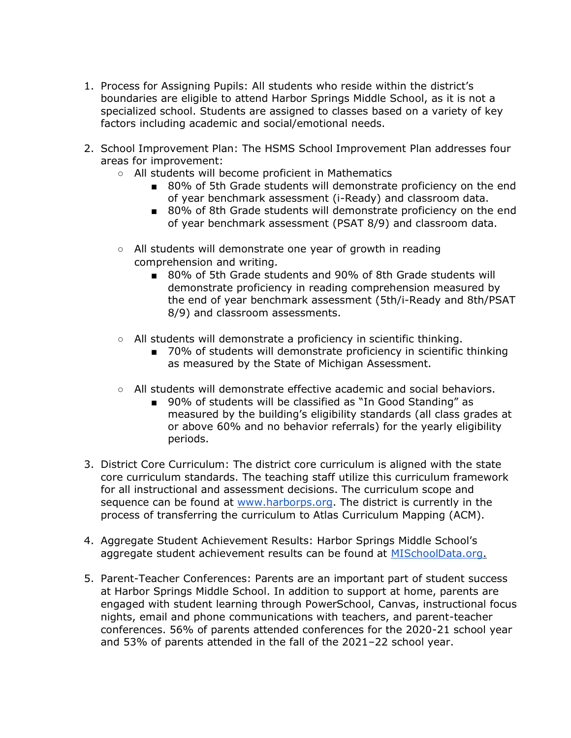1. Process for Assigning Pupils: All students who reside within the district's boundaries are eligible to attend Harbor Springs Middle School, as it is not a specialized school. Students are assigned to classes based on a variety of key factors including academic and social/emotional needs.

2. School Improvement Plan: The HSMS School Improvement Plan addresses four areas for improvement:
    - All students will become proficient in Mathematics
        - 80% of 5th Grade students will demonstrate proficiency on the end of year benchmark assessment (i-Ready) and classroom data.
        - 80% of 8th Grade students will demonstrate proficiency on the end of year benchmark assessment (PSAT 8/9) and classroom data.
    - All students will demonstrate one year of growth in reading comprehension and writing.
        - 80% of 5th Grade students and 90% of 8th Grade students will demonstrate proficiency in reading comprehension measured by the end of year benchmark assessment (5th/i-Ready and 8th/PSAT 8/9) and classroom assessments.
    - All students will demonstrate a proficiency in scientific thinking.
        - 70% of students will demonstrate proficiency in scientific thinking as measured by the State of Michigan Assessment.
    - All students will demonstrate effective academic and social behaviors.
        - 90% of students will be classified as "In Good Standing" as measured by the building's eligibility standards (all class grades at or above 60% and no behavior referrals) for the yearly eligibility periods.

3. District Core Curriculum: The district core curriculum is aligned with the state core curriculum standards. The teaching staff utilize this curriculum framework for all instructional and assessment decisions. The curriculum scope and sequence can be found at [www.harborps.org](http://www.harborps.org). The district is currently in the process of transferring the curriculum to Atlas Curriculum Mapping (ACM).

4. Aggregate Student Achievement Results: Harbor Springs Middle School's aggregate student achievement results can be found at [MISchoolData.org.](http://MISchoolData.org)

5. Parent-Teacher Conferences: Parents are an important part of student success at Harbor Springs Middle School. In addition to support at home, parents are engaged with student learning through PowerSchool, Canvas, instructional focus nights, email and phone communications with teachers, and parent-teacher conferences. 56% of parents attended conferences for the 2020-21 school year and 53% of parents attended in the fall of the 2021–22 school year.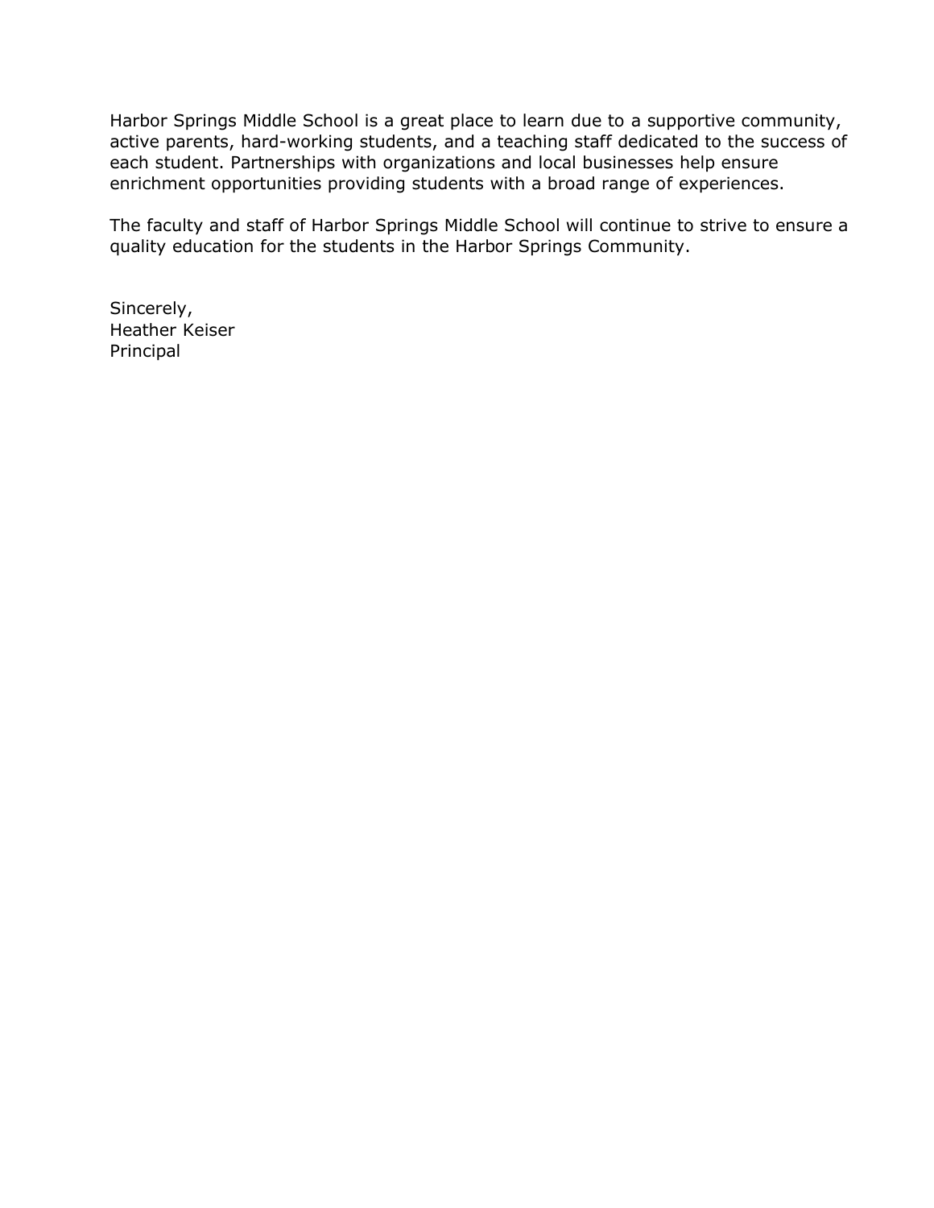Harbor Springs Middle School is a great place to learn due to a supportive community, active parents, hard-working students, and a teaching staff dedicated to the success of each student. Partnerships with organizations and local businesses help ensure enrichment opportunities providing students with a broad range of experiences.

The faculty and staff of Harbor Springs Middle School will continue to strive to ensure a quality education for the students in the Harbor Springs Community.

Sincerely,
Heather Keiser
Principal